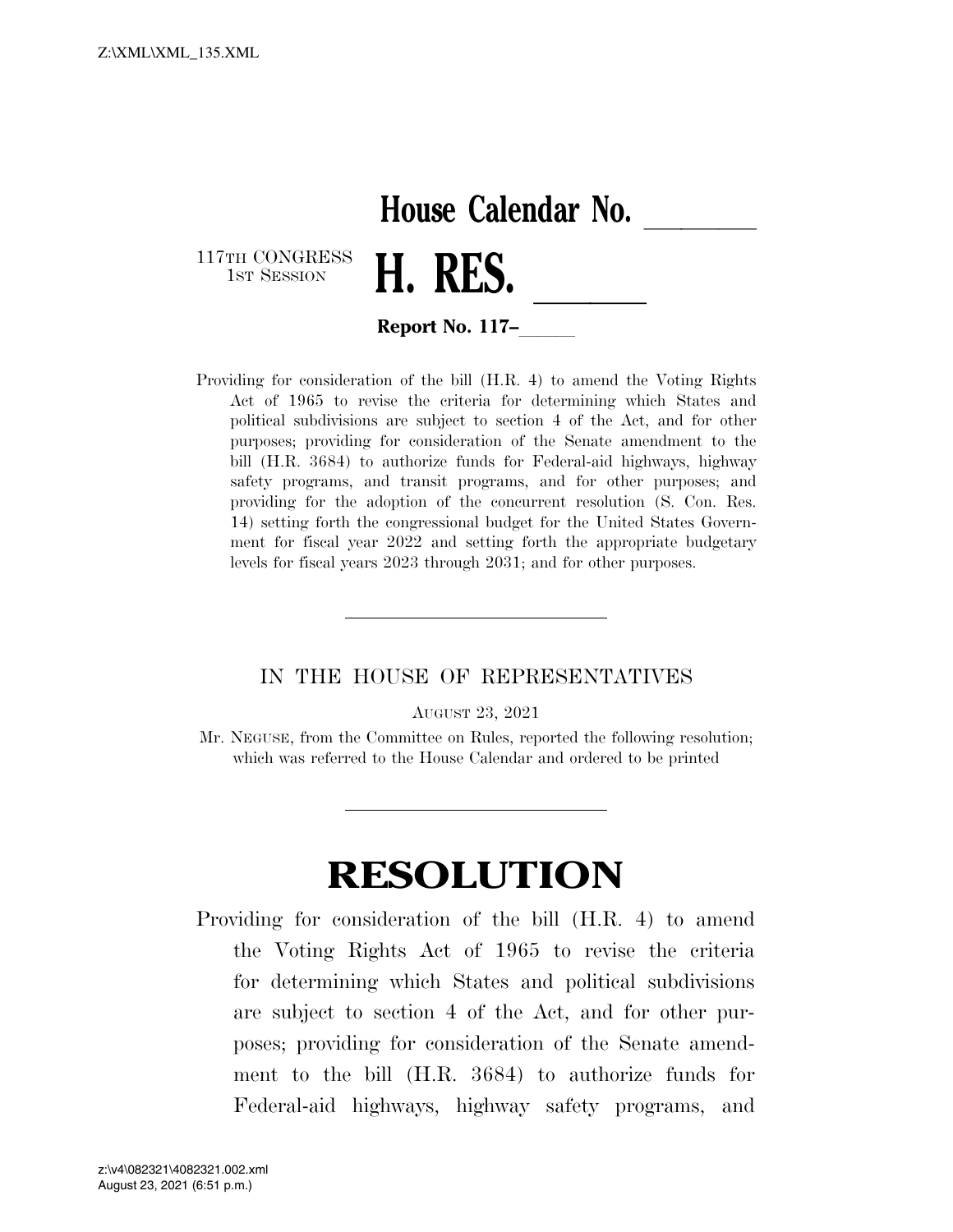# House Calendar No. \_\_\_\_\_\_

117TH CONGRESS
1ST SESSION

# H. RES. \_\_\_\_\_\_

**Report No. 117–\_\_\_\_\_**

Providing for consideration of the bill (H.R. 4) to amend the Voting Rights Act of 1965 to revise the criteria for determining which States and political subdivisions are subject to section 4 of the Act, and for other purposes; providing for consideration of the Senate amendment to the bill (H.R. 3684) to authorize funds for Federal-aid highways, highway safety programs, and transit programs, and for other purposes; and providing for the adoption of the concurrent resolution (S. Con. Res. 14) setting forth the congressional budget for the United States Government for fiscal year 2022 and setting forth the appropriate budgetary levels for fiscal years 2023 through 2031; and for other purposes.

---

IN THE HOUSE OF REPRESENTATIVES

AUGUST 23, 2021

Mr. NEGUSE, from the Committee on Rules, reported the following resolution; which was referred to the House Calendar and ordered to be printed

---

# RESOLUTION

Providing for consideration of the bill (H.R. 4) to amend the Voting Rights Act of 1965 to revise the criteria for determining which States and political subdivisions are subject to section 4 of the Act, and for other purposes; providing for consideration of the Senate amendment to the bill (H.R. 3684) to authorize funds for Federal-aid highways, highway safety programs, and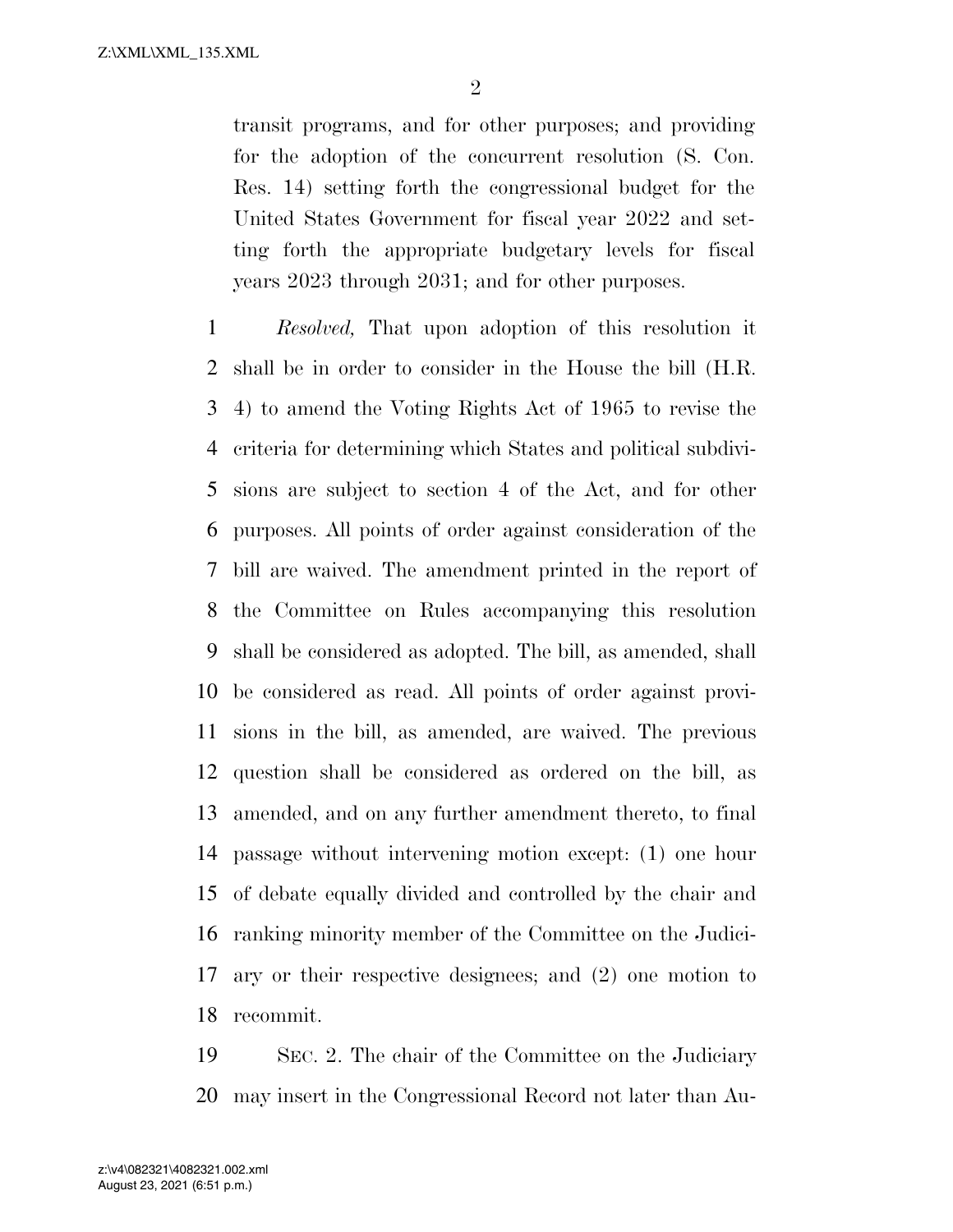transit programs, and for other purposes; and providing for the adoption of the concurrent resolution (S. Con. Res. 14) setting forth the congressional budget for the United States Government for fiscal year 2022 and setting forth the appropriate budgetary levels for fiscal years 2023 through 2031; and for other purposes.

1 *Resolved,* That upon adoption of this resolution it
2 shall be in order to consider in the House the bill (H.R.
3 4) to amend the Voting Rights Act of 1965 to revise the
4 criteria for determining which States and political subdivi-
5 sions are subject to section 4 of the Act, and for other
6 purposes. All points of order against consideration of the
7 bill are waived. The amendment printed in the report of
8 the Committee on Rules accompanying this resolution
9 shall be considered as adopted. The bill, as amended, shall
10 be considered as read. All points of order against provi-
11 sions in the bill, as amended, are waived. The previous
12 question shall be considered as ordered on the bill, as
13 amended, and on any further amendment thereto, to final
14 passage without intervening motion except: (1) one hour
15 of debate equally divided and controlled by the chair and
16 ranking minority member of the Committee on the Judici-
17 ary or their respective designees; and (2) one motion to
18 recommit.

19 SEC. 2. The chair of the Committee on the Judiciary
20 may insert in the Congressional Record not later than Au-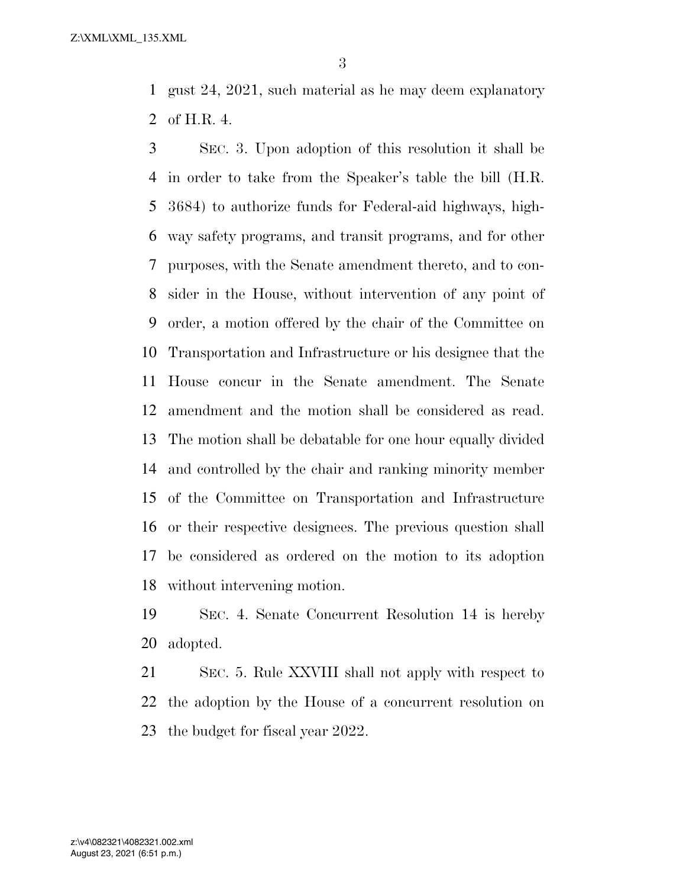gust 24, 2021, such material as he may deem explanatory of H.R. 4.

SEC. 3. Upon adoption of this resolution it shall be in order to take from the Speaker's table the bill (H.R. 3684) to authorize funds for Federal-aid highways, highway safety programs, and transit programs, and for other purposes, with the Senate amendment thereto, and to consider in the House, without intervention of any point of order, a motion offered by the chair of the Committee on Transportation and Infrastructure or his designee that the House concur in the Senate amendment. The Senate amendment and the motion shall be considered as read. The motion shall be debatable for one hour equally divided and controlled by the chair and ranking minority member of the Committee on Transportation and Infrastructure or their respective designees. The previous question shall be considered as ordered on the motion to its adoption without intervening motion.

SEC. 4. Senate Concurrent Resolution 14 is hereby adopted.

SEC. 5. Rule XXVIII shall not apply with respect to the adoption by the House of a concurrent resolution on the budget for fiscal year 2022.